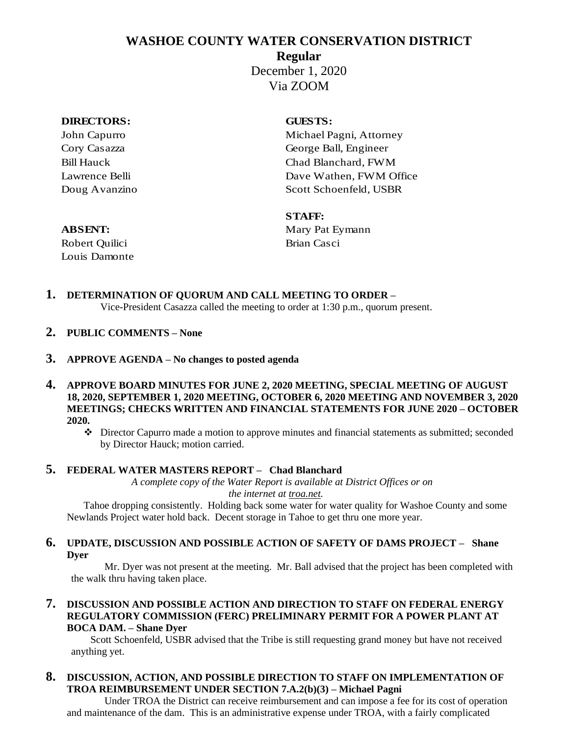# WASHOE COUNTY WATER CONSERVATION DISTRICT

**Regular**

December 1, 2020

Via ZOOM

**DIRECTORS:**
John Capurro
Cory Casazza
Bill Hauck
Lawrence Belli
Doug Avanzino

**ABSENT:**
Robert Quilici
Louis Damonte

**GUESTS:**
Michael Pagni, Attorney
George Ball, Engineer
Chad Blanchard, FWM
Dave Wathen, FWM Office
Scott Schoenfeld, USBR

**STAFF:**
Mary Pat Eymann
Brian Casci

1. **DETERMINATION OF QUORUM AND CALL MEETING TO ORDER –**
   Vice-President Casazza called the meeting to order at 1:30 p.m., quorum present.

2. **PUBLIC COMMENTS – None**

3. **APPROVE AGENDA – No changes to posted agenda**

4. **APPROVE BOARD MINUTES FOR JUNE 2, 2020 MEETING, SPECIAL MEETING OF AUGUST 18, 2020, SEPTEMBER 1, 2020 MEETING, OCTOBER 6, 2020 MEETING AND NOVEMBER 3, 2020 MEETINGS; CHECKS WRITTEN AND FINANCIAL STATEMENTS FOR JUNE 2020 – OCTOBER 2020.**
   - Director Capurro made a motion to approve minutes and financial statements as submitted; seconded by Director Hauck; motion carried.

5. **FEDERAL WATER MASTERS REPORT – Chad Blanchard**

   *A complete copy of the Water Report is available at District Offices or on the internet at troa.net.*

   Tahoe dropping consistently. Holding back some water for water quality for Washoe County and some Newlands Project water hold back. Decent storage in Tahoe to get thru one more year.

6. **UPDATE, DISCUSSION AND POSSIBLE ACTION OF SAFETY OF DAMS PROJECT – Shane Dyer**

   Mr. Dyer was not present at the meeting. Mr. Ball advised that the project has been completed with the walk thru having taken place.

7. **DISCUSSION AND POSSIBLE ACTION AND DIRECTION TO STAFF ON FEDERAL ENERGY REGULATORY COMMISSION (FERC) PRELIMINARY PERMIT FOR A POWER PLANT AT BOCA DAM. – Shane Dyer**

   Scott Schoenfeld, USBR advised that the Tribe is still requesting grand money but have not received anything yet.

8. **DISCUSSION, ACTION, AND POSSIBLE DIRECTION TO STAFF ON IMPLEMENTATION OF TROA REIMBURSEMENT UNDER SECTION 7.A.2(b)(3) – Michael Pagni**

   Under TROA the District can receive reimbursement and can impose a fee for its cost of operation and maintenance of the dam. This is an administrative expense under TROA, with a fairly complicated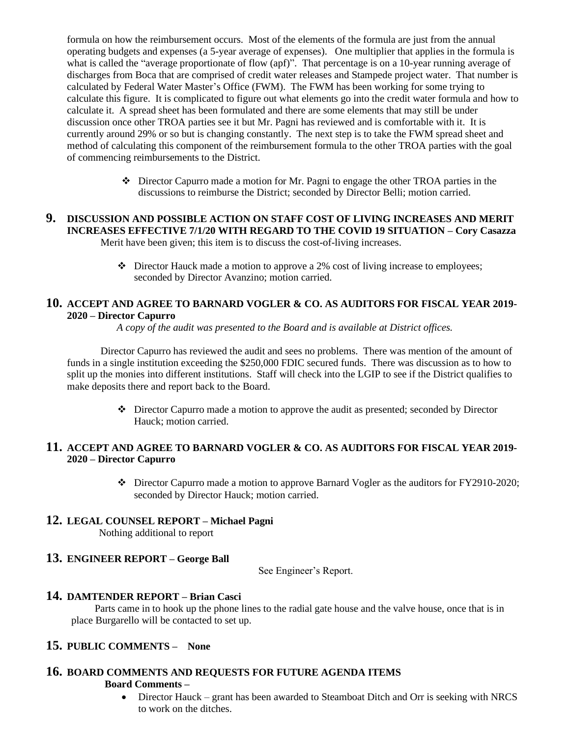formula on how the reimbursement occurs. Most of the elements of the formula are just from the annual operating budgets and expenses (a 5-year average of expenses). One multiplier that applies in the formula is what is called the "average proportionate of flow (apf)". That percentage is on a 10-year running average of discharges from Boca that are comprised of credit water releases and Stampede project water. That number is calculated by Federal Water Master's Office (FWM). The FWM has been working for some trying to calculate this figure. It is complicated to figure out what elements go into the credit water formula and how to calculate it. A spread sheet has been formulated and there are some elements that may still be under discussion once other TROA parties see it but Mr. Pagni has reviewed and is comfortable with it. It is currently around 29% or so but is changing constantly. The next step is to take the FWM spread sheet and method of calculating this component of the reimbursement formula to the other TROA parties with the goal of commencing reimbursements to the District.

- ❖ Director Capurro made a motion for Mr. Pagni to engage the other TROA parties in the discussions to reimburse the District; seconded by Director Belli; motion carried.

## 9. DISCUSSION AND POSSIBLE ACTION ON STAFF COST OF LIVING INCREASES AND MERIT INCREASES EFFECTIVE 7/1/20 WITH REGARD TO THE COVID 19 SITUATION – Cory Casazza

Merit have been given; this item is to discuss the cost-of-living increases.

- ❖ Director Hauck made a motion to approve a 2% cost of living increase to employees; seconded by Director Avanzino; motion carried.

## 10. ACCEPT AND AGREE TO BARNARD VOGLER & CO. AS AUDITORS FOR FISCAL YEAR 2019-2020 – Director Capurro

*A copy of the audit was presented to the Board and is available at District offices.*

Director Capurro has reviewed the audit and sees no problems. There was mention of the amount of funds in a single institution exceeding the $250,000 FDIC secured funds. There was discussion as to how to split up the monies into different institutions. Staff will check into the LGIP to see if the District qualifies to make deposits there and report back to the Board.

- ❖ Director Capurro made a motion to approve the audit as presented; seconded by Director Hauck; motion carried.

## 11. ACCEPT AND AGREE TO BARNARD VOGLER & CO. AS AUDITORS FOR FISCAL YEAR 2019-2020 – Director Capurro

- ❖ Director Capurro made a motion to approve Barnard Vogler as the auditors for FY2910-2020; seconded by Director Hauck; motion carried.

## 12. LEGAL COUNSEL REPORT – Michael Pagni

Nothing additional to report

## 13. ENGINEER REPORT – George Ball

See Engineer's Report.

## 14. DAMTENDER REPORT – Brian Casci

Parts came in to hook up the phone lines to the radial gate house and the valve house, once that is in place Burgarello will be contacted to set up.

## 15. PUBLIC COMMENTS – None

## 16. BOARD COMMENTS AND REQUESTS FOR FUTURE AGENDA ITEMS

**Board Comments –**

- Director Hauck – grant has been awarded to Steamboat Ditch and Orr is seeking with NRCS to work on the ditches.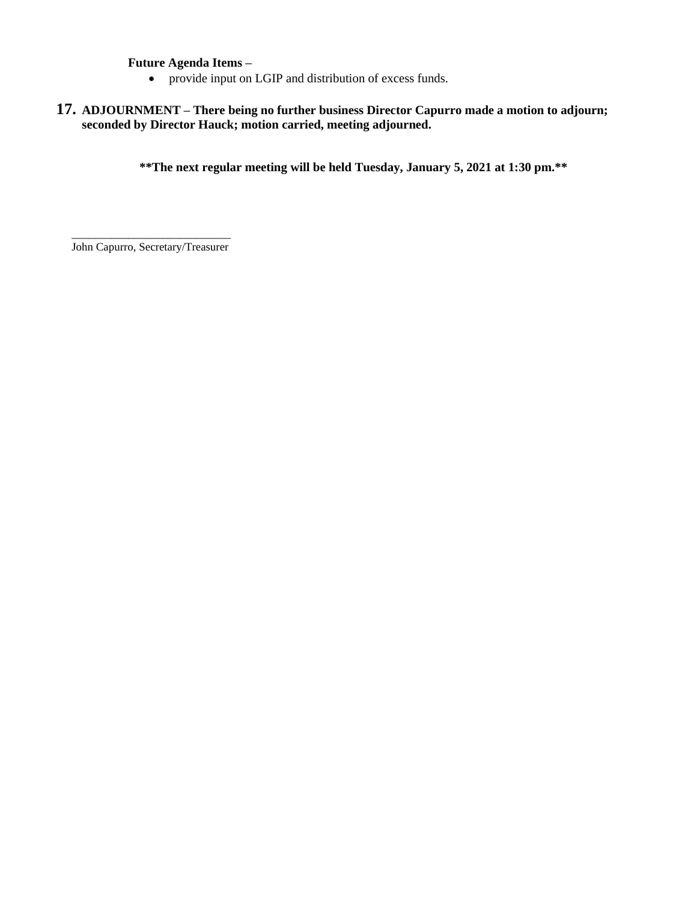**Future Agenda Items –**

- provide input on LGIP and distribution of excess funds.

**17. ADJOURNMENT – There being no further business Director Capurro made a motion to adjourn; seconded by Director Hauck; motion carried, meeting adjourned.**

**\*\*The next regular meeting will be held Tuesday, January 5, 2021 at 1:30 pm.\*\***

\_\_\_\_\_\_\_\_\_\_\_\_\_\_\_\_\_\_\_\_\_\_\_\_\_\_\_\_

John Capurro, Secretary/Treasurer